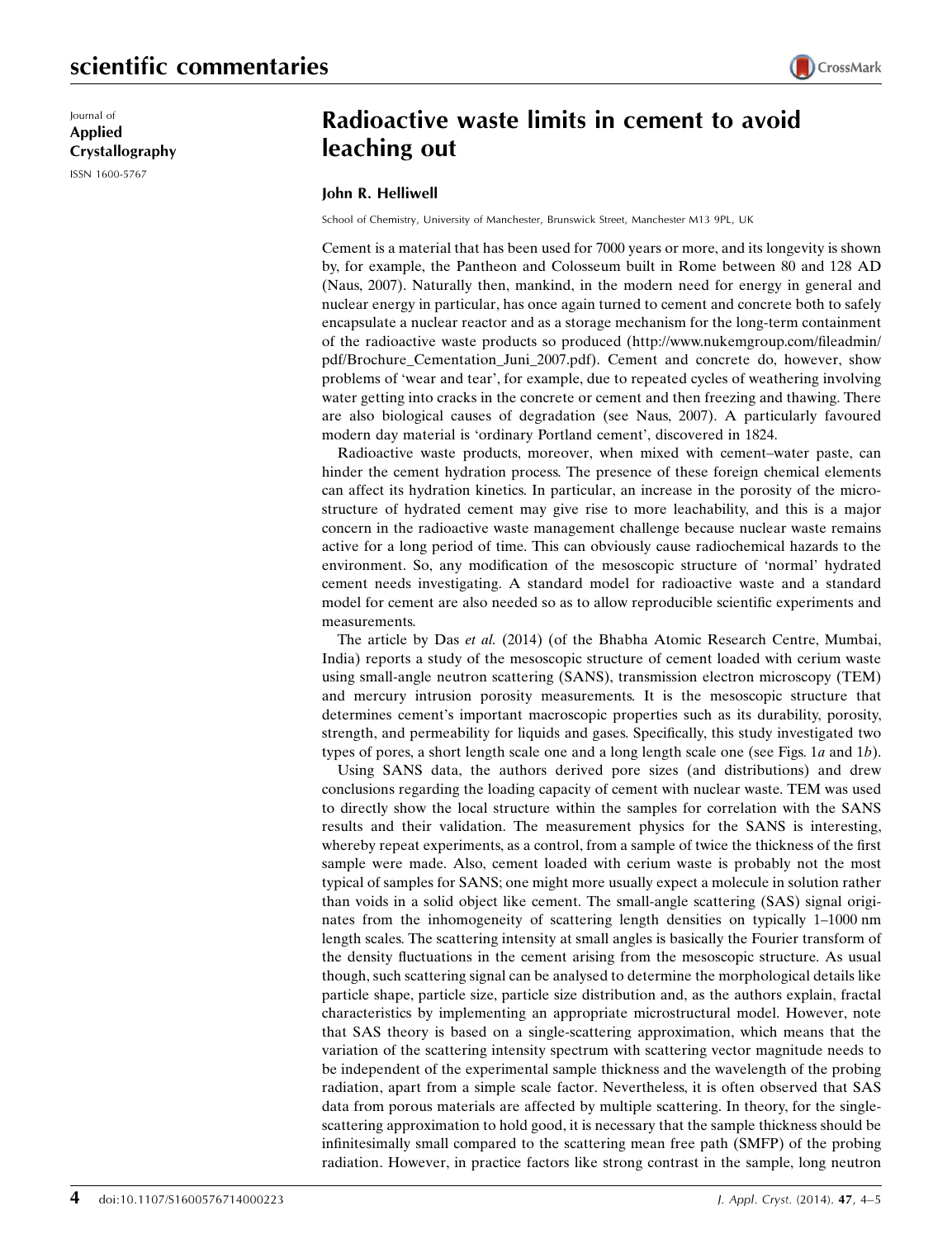scientific commentaries

Journal of
**Applied Crystallography**
ISSN 1600-5767

# Radioactive waste limits in cement to avoid leaching out

**John R. Helliwell**

School of Chemistry, University of Manchester, Brunswick Street, Manchester M13 9PL, UK

Cement is a material that has been used for 7000 years or more, and its longevity is shown by, for example, the Pantheon and Colosseum built in Rome between 80 and 128 AD (Naus, 2007). Naturally then, mankind, in the modern need for energy in general and nuclear energy in particular, has once again turned to cement and concrete both to safely encapsulate a nuclear reactor and as a storage mechanism for the long-term containment of the radioactive waste products so produced (http://www.nukemgroup.com/fileadmin/pdf/Brochure_Cementation_Juni_2007.pdf). Cement and concrete do, however, show problems of 'wear and tear', for example, due to repeated cycles of weathering involving water getting into cracks in the concrete or cement and then freezing and thawing. There are also biological causes of degradation (see Naus, 2007). A particularly favoured modern day material is 'ordinary Portland cement', discovered in 1824.

Radioactive waste products, moreover, when mixed with cement–water paste, can hinder the cement hydration process. The presence of these foreign chemical elements can affect its hydration kinetics. In particular, an increase in the porosity of the microstructure of hydrated cement may give rise to more leachability, and this is a major concern in the radioactive waste management challenge because nuclear waste remains active for a long period of time. This can obviously cause radiochemical hazards to the environment. So, any modification of the mesoscopic structure of 'normal' hydrated cement needs investigating. A standard model for radioactive waste and a standard model for cement are also needed so as to allow reproducible scientific experiments and measurements.

The article by Das *et al.* (2014) (of the Bhabha Atomic Research Centre, Mumbai, India) reports a study of the mesoscopic structure of cement loaded with cerium waste using small-angle neutron scattering (SANS), transmission electron microscopy (TEM) and mercury intrusion porosity measurements. It is the mesoscopic structure that determines cement's important macroscopic properties such as its durability, porosity, strength, and permeability for liquids and gases. Specifically, this study investigated two types of pores, a short length scale one and a long length scale one (see Figs. 1*a* and 1*b*).

Using SANS data, the authors derived pore sizes (and distributions) and drew conclusions regarding the loading capacity of cement with nuclear waste. TEM was used to directly show the local structure within the samples for correlation with the SANS results and their validation. The measurement physics for the SANS is interesting, whereby repeat experiments, as a control, from a sample of twice the thickness of the first sample were made. Also, cement loaded with cerium waste is probably not the most typical of samples for SANS; one might more usually expect a molecule in solution rather than voids in a solid object like cement. The small-angle scattering (SAS) signal originates from the inhomogeneity of scattering length densities on typically 1–1000 nm length scales. The scattering intensity at small angles is basically the Fourier transform of the density fluctuations in the cement arising from the mesoscopic structure. As usual though, such scattering signal can be analysed to determine the morphological details like particle shape, particle size, particle size distribution and, as the authors explain, fractal characteristics by implementing an appropriate microstructural model. However, note that SAS theory is based on a single-scattering approximation, which means that the variation of the scattering intensity spectrum with scattering vector magnitude needs to be independent of the experimental sample thickness and the wavelength of the probing radiation, apart from a simple scale factor. Nevertheless, it is often observed that SAS data from porous materials are affected by multiple scattering. In theory, for the single-scattering approximation to hold good, it is necessary that the sample thickness should be infinitesimally small compared to the scattering mean free path (SMFP) of the probing radiation. However, in practice factors like strong contrast in the sample, long neutron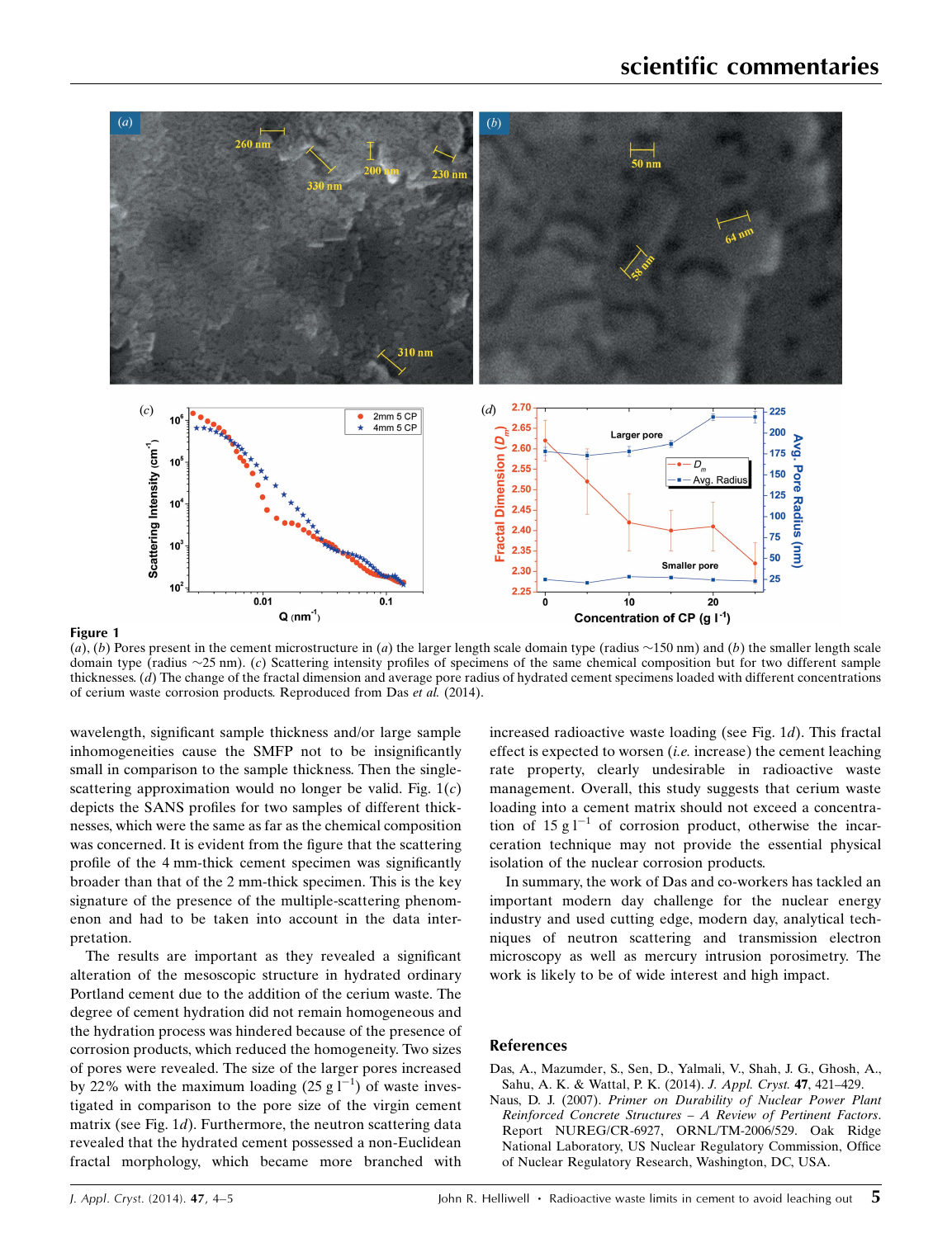(a)

260 nm
330 nm
200 nm
230 nm
310 nm

(b)

50 nm
64 nm
58 nm

(c)

2mm 5 CP
4mm 5 CP

Scattering Intensity (cm$^{-1}$)

$10^6$
$10^5$
$10^4$
$10^3$
$10^2$

0.01
0.1

Q (nm$^{-1}$)

(d)

Fractal Dimension ($D_m$)

2.70
2.65
2.60
2.55
2.50
2.45
2.40
2.35
2.30
2.25

Larger pore
Smaller pore

$D_m$
Avg. Radius

Avg. Pore Radius (nm)

225
200
175
150
125
100
75
50
25

0
10
20

Concentration of CP (g l$^{-1}$)

**Figure 1**
(*a*), (*b*) Pores present in the cement microstructure in (*a*) the larger length scale domain type (radius ∼150 nm) and (*b*) the smaller length scale domain type (radius ∼25 nm). (*c*) Scattering intensity profiles of specimens of the same chemical composition but for two different sample thicknesses. (*d*) The change of the fractal dimension and average pore radius of hydrated cement specimens loaded with different concentrations of cerium waste corrosion products. Reproduced from Das *et al.* (2014).

wavelength, significant sample thickness and/or large sample inhomogeneities cause the SMFP not to be insignificantly small in comparison to the sample thickness. Then the single-scattering approximation would no longer be valid. Fig. 1(*c*) depicts the SANS profiles for two samples of different thicknesses, which were the same as far as the chemical composition was concerned. It is evident from the figure that the scattering profile of the 4 mm-thick cement specimen was significantly broader than that of the 2 mm-thick specimen. This is the key signature of the presence of the multiple-scattering phenomenon and had to be taken into account in the data interpretation.

The results are important as they revealed a significant alteration of the mesoscopic structure in hydrated ordinary Portland cement due to the addition of the cerium waste. The degree of cement hydration did not remain homogeneous and the hydration process was hindered because of the presence of corrosion products, which reduced the homogeneity. Two sizes of pores were revealed. The size of the larger pores increased by 22% with the maximum loading (25 g l$^{-1}$) of waste investigated in comparison to the pore size of the virgin cement matrix (see Fig. 1*d*). Furthermore, the neutron scattering data revealed that the hydrated cement possessed a non-Euclidean fractal morphology, which became more branched with increased radioactive waste loading (see Fig. 1*d*). This fractal effect is expected to worsen (*i.e.* increase) the cement leaching rate property, clearly undesirable in radioactive waste management. Overall, this study suggests that cerium waste loading into a cement matrix should not exceed a concentration of 15 g l$^{-1}$ of corrosion product, otherwise the incarceration technique may not provide the essential physical isolation of the nuclear corrosion products.

In summary, the work of Das and co-workers has tackled an important modern day challenge for the nuclear energy industry and used cutting edge, modern day, analytical techniques of neutron scattering and transmission electron microscopy as well as mercury intrusion porosimetry. The work is likely to be of wide interest and high impact.

## References

Das, A., Mazumder, S., Sen, D., Yalmali, V., Shah, J. G., Ghosh, A., Sahu, A. K. & Wattal, P. K. (2014). *J. Appl. Cryst.* **47**, 421–429.

Naus, D. J. (2007). *Primer on Durability of Nuclear Power Plant Reinforced Concrete Structures – A Review of Pertinent Factors*. Report NUREG/CR-6927, ORNL/TM-2006/529. Oak Ridge National Laboratory, US Nuclear Regulatory Commission, Office of Nuclear Regulatory Research, Washington, DC, USA.